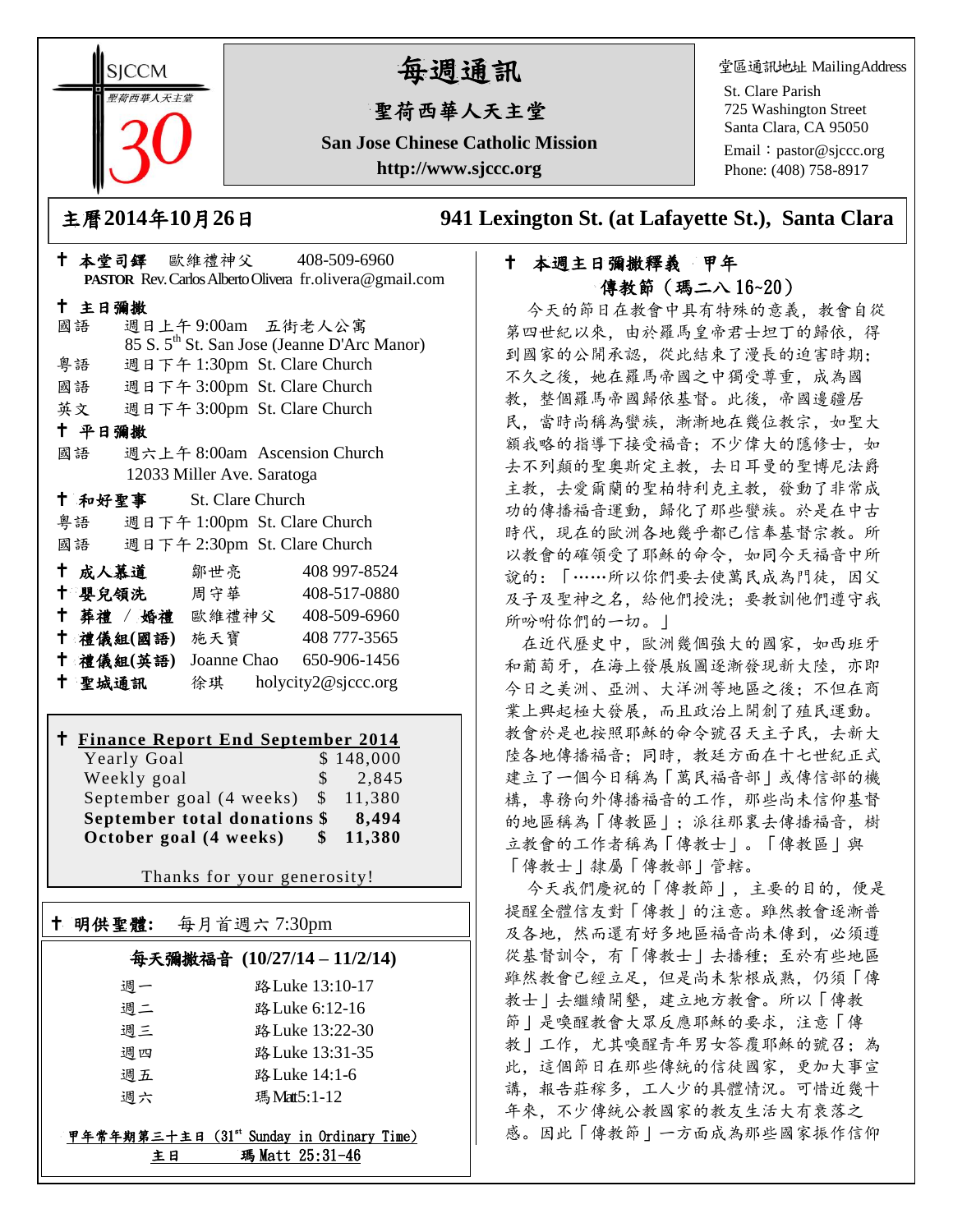SJCCM
聖荷西華人天主堂
30

# 每週通訊

## 聖荷西華人天主堂

**San Jose Chinese Catholic Mission**

**http://www.sjccc.org**

堂區通訊地址 MailingAddress

St. Clare Parish
725 Washington Street
Santa Clara, CA 95050
Email：pastor@sjccc.org
Phone: (408) 758-8917

**主曆2014年10月26日** **941 Lexington St. (at Lafayette St.), Santa Clara**

✝ **本堂司鐸** 歐維禮神父 408-509-6960
**PASTOR** Rev. Carlos Alberto Olivera fr.olivera@gmail.com

✝ **主日彌撒**

國語 週日上午 9:00am 五街老人公寓
85 S. 5th St. San Jose (Jeanne D'Arc Manor)

粵語 週日下午 1:30pm St. Clare Church

國語 週日下午 3:00pm St. Clare Church

英文 週日下午 3:00pm St. Clare Church

✝ **平日彌撒**

國語 週六上午 8:00am Ascension Church
12033 Miller Ave. Saratoga

✝ **和好聖事** St. Clare Church

粵語 週日下午 1:00pm St. Clare Church

國語 週日下午 2:30pm St. Clare Church

| | | |
|---|---|---|
| ✝ **成人慕道** | 鄒世亮 | 408 997-8524 |
| ✝ **嬰兒領洗** | 周守華 | 408-517-0880 |
| ✝ **葬禮 / 婚禮** | 歐維禮神父 | 408-509-6960 |
| ✝ **禮儀組(國語)** | 施天寶 | 408 777-3565 |
| ✝ **禮儀組(英語)** | Joanne Chao | 650-906-1456 |
| ✝ **聖城通訊** | 徐琪 | holycity2@sjccc.org |

✝ **Finance Report End September 2014**

| | |
|---|---|
| Yearly Goal | $ 148,000 |
| Weekly goal | $ 2,845 |
| September goal (4 weeks) | $ 11,380 |
| **September total donations** | **$ 8,494** |
| **October goal (4 weeks)** | **$ 11,380** |

Thanks for your generosity!

✝ **明供聖體:** 每月首週六 7:30pm

**每天彌撒福音 (10/27/14 – 11/2/14)**

| | |
|---|---|
| 週一 | 路Luke 13:10-17 |
| 週二 | 路Luke 6:12-16 |
| 週三 | 路Luke 13:22-30 |
| 週四 | 路Luke 13:31-35 |
| 週五 | 路Luke 14:1-6 |
| 週六 | 瑪Matt5:1-12 |

甲年常年期第三十主日 (31st Sunday in Ordinary Time)
主日 瑪 Matt 25:31-46

✝ **本週主日彌撒釋義 甲年**
**傳教節（瑪二八 16~20）**

今天的節日在教會中具有特殊的意義，教會自從第四世紀以來，由於羅馬皇帝君士坦丁的歸依，得到國家的公開承認，從此結束了漫長的迫害時期；不久之後，她在羅馬帝國之中獨受尊重，成為國教，整個羅馬帝國歸依基督。此後，帝國邊疆居民，當時尚稱為蠻族，漸漸地在幾位教宗，如聖大額我略的指導下接受福音；不少偉大的隱修士，如去不列顛的聖奧斯定主教，去日耳曼的聖博尼法爵主教，去愛爾蘭的聖柏特利克主教，發動了非常成功的傳播福音運動，歸化了那些蠻族。於是在中古時代，現在的歐洲各地幾乎都已信奉基督宗教。所以教會的確領受了耶穌的命令，如同今天福音中所說的：「……所以你們要去使萬民成為門徒，因父及子及聖神之名，給他們授洗；要教訓他們遵守我所吩咐你們的一切。」

在近代歷史中，歐洲幾個強大的國家，如西班牙和葡萄牙，在海上發展版圖逐漸發現新大陸，亦即今日之美洲、亞洲、大洋洲等地區之後；不但在商業上興起極大發展，而且政治上開創了殖民運動。教會於是也按照耶穌的命令號召天主子民，去新大陸各地傳播福音；同時，教廷方面在十七世紀正式建立了一個今日稱為「萬民福音部」或傳信部的機構，專務向外傳播福音的工作，那些尚未信仰基督的地區稱為「傳教區」；派往那裏去傳播福音，樹立教會的工作者稱為「傳教士」。「傳教區」與「傳教士」隸屬「傳教部」管轄。

今天我們慶祝的「傳教節」，主要的目的，便是提醒全體信友對「傳教」的注意。雖然教會逐漸普及各地，然而還有好多地區福音尚未傳到，必須遵從基督訓令，有「傳教士」去播種；至於有些地區雖然教會已經立足，但是尚未紮根成熟，仍須「傳教士」去繼續開墾，建立地方教會。所以「傳教節」是喚醒教會大眾反應耶穌的要求，注意「傳教」工作，尤其喚醒青年男女答覆耶穌的號召；為此，這個節日在那些傳統的信徒國家，更加大事宣講，報告莊稼多，工人少的具體情況。可惜近幾十年來，不少傳統公教國家的教友生活大有衰落之感。因此「傳教節」一方面成為那些國家振作信仰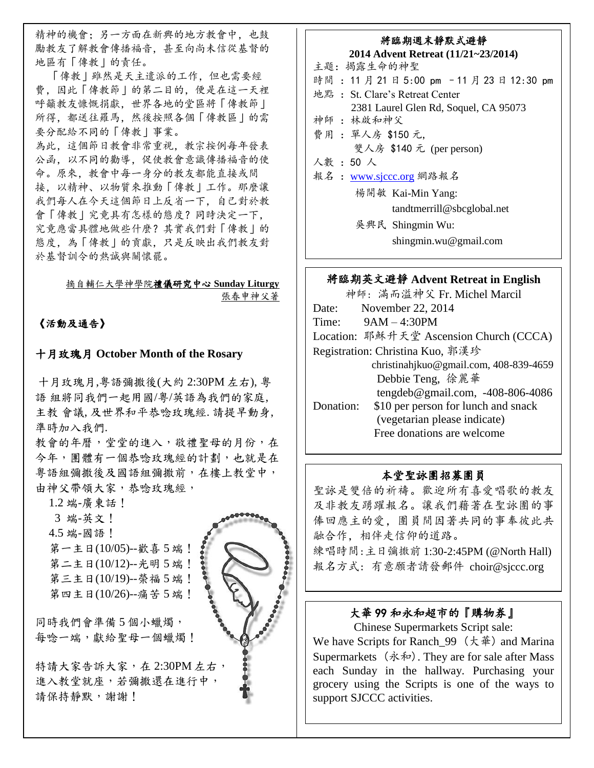精神的機會；另一方面在新興的地方教會中，也鼓勵教友了解教會傳播福音，甚至向尚未信從基督的地區有「傳教」的責任。

「傳教」雖然是天主遣派的工作，但也需要經費，因此「傳教節」的第二目的，便是在這一天裡呼籲教友慷慨捐獻，世界各地的堂區將「傳教節」所得，都送往羅馬，然後按照各個「傳教區」的需要分配給不同的「傳教」事業。

為此，這個節日教會非常重視，教宗按例每年發表公函，以不同的勸導，促使教會意識傳播福音的使命。原來，教會中每一身分的教友都能直接或間接，以精神、以物質來推動「傳教」工作。那麼讓我們每人在今天這個節日上反省一下，自己對於教會「傳教」究竟具有怎樣的態度？同時決定一下，究竟應當具體地做些什麼？其實我們對「傳教」的態度，為「傳教」的貢獻，只是反映出我們教友對於基督訓令的熱誠與關懷罷。

摘自輔仁大學神學院**禮儀研究中心 Sunday Liturgy**
張春申神父著

## 《活動及通告》

### 十月玫瑰月 October Month of the Rosary

十月玫瑰月,粵語彌撒後(大約 2:30PM 左右), 粵語 組將同我們一起用國/粵/英語為我們的家庭, 主教 會議, 及世界和平恭唸玫瑰經. 請提早動身, 準時加入我們.

教會的年曆，堂堂的進入，敬禮聖母的月份，在今年，團體有一個恭唸玫瑰經的計劃，也就是在粵語組彌撒後及國語組彌撒前，在樓上教堂中，由神父帶領大家，恭唸玫瑰經，

1.2 端-廣東話！
3 端-英文！
4.5 端-國語！
第一主日(10/05)--歡喜 5 端！
第二主日(10/12)--光明 5 端！
第三主日(10/19)--榮福 5 端！
第四主日(10/26)--痛苦 5 端！

同時我們會準備 5 個小蠟燭，
每唸一端，獻給聖母一個蠟燭！

特請大家告訴大家，在 2:30PM 左右，
進入教堂就座，若彌撒還在進行中，
請保持靜默，謝謝！

### 將臨期週末靜默式避靜
**2014 Advent Retreat (11/21~23/2014)**

主題：揭露生命的神聖
時間：11 月 21 日 5:00 pm –11 月 23 日 12:30 pm
地點：St. Clare's Retreat Center
2381 Laurel Glen Rd, Soquel, CA 95073
神師：林啟和神父
費用：單人房 $150 元,
雙人房 $140 元 (per person)
人數：50 人
報名：www.sjccc.org 網路報名
楊開敏 Kai-Min Yang:
tandtmerrill@sbcglobal.net
吳興民 Shingmin Wu:
shingmin.wu@gmail.com

### 將臨期英文避靜 Advent Retreat in English

神師：滿而溢神父 Fr. Michel Marcil
Date: November 22, 2014
Time: 9AM – 4:30PM
Location: 耶穌升天堂 Ascension Church (CCCA)
Registration: Christina Kuo, 郭漢珍
christinahjkuo@gmail.com, 408-839-4659
Debbie Teng, 徐麗華
tengdeb@gmail.com, -408-806-4086
Donation: $10 per person for lunch and snack
(vegetarian please indicate)
Free donations are welcome

### 本堂聖詠團招募團員

聖詠是雙倍的祈禱。歡迎所有喜愛唱歌的教友及非教友踴躍報名。讓我們藉著在聖詠團的事奉回應主的愛，團員間因著共同的事奉彼此共融合作，相伴走信仰的道路。
練唱時間：主日彌撒前 1:30-2:45PM (@North Hall)
報名方式：有意願者請發郵件 choir@sjccc.org

### 大華 99 和永和超市的『購物券』

Chinese Supermarkets Script sale:
We have Scripts for Ranch_99（大華）and Marina Supermarkets（永和）. They are for sale after Mass each Sunday in the hallway. Purchasing your grocery using the Scripts is one of the ways to support SJCCC activities.